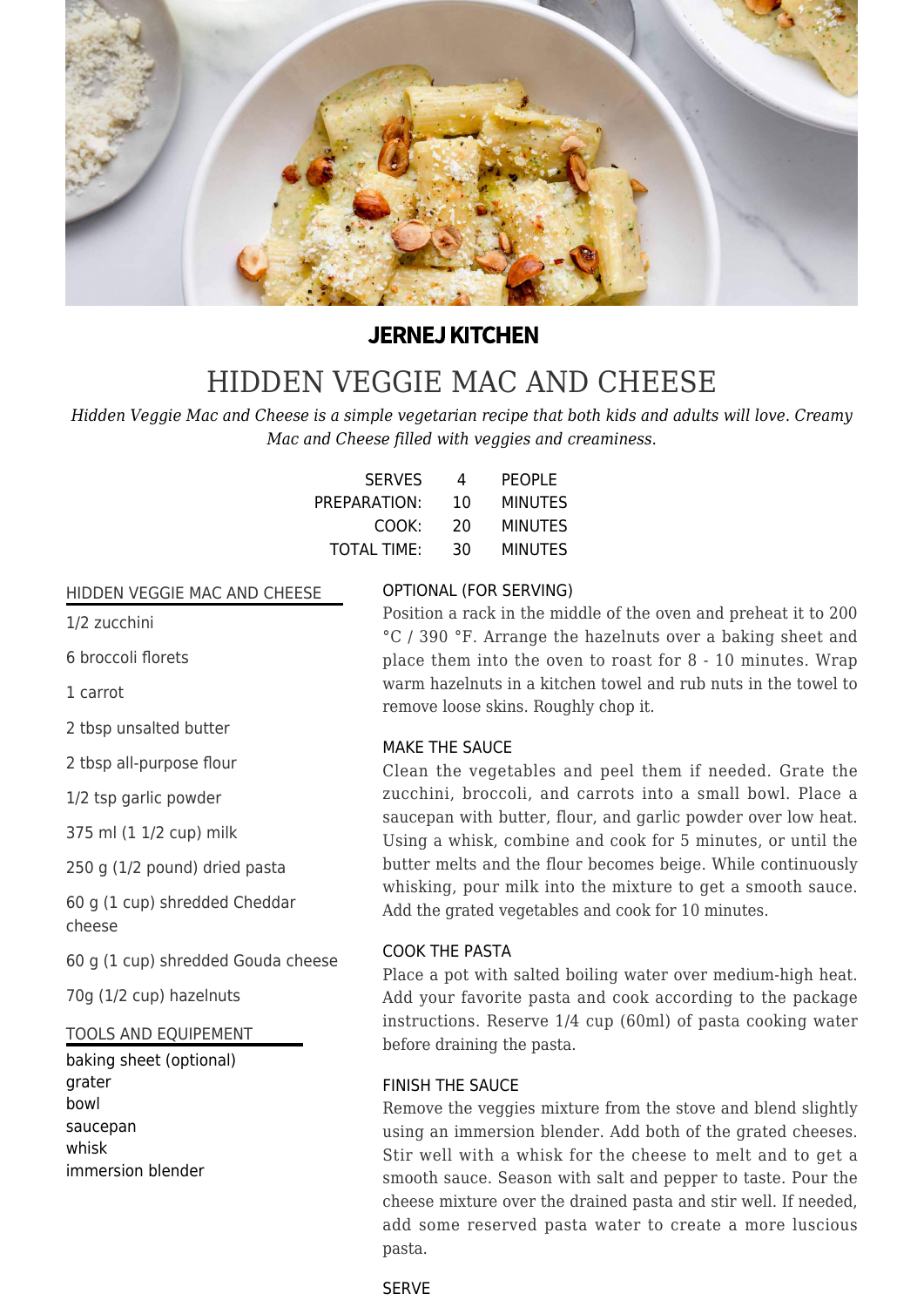**JERNEJ KITCHEN**

# HIDDEN VEGGIE MAC AND CHEESE

*Hidden Veggie Mac and Cheese is a simple vegetarian recipe that both kids and adults will love. Creamy Mac and Cheese filled with veggies and creaminess.*

| | | |
|---|---|---|
| SERVES | 4 | PEOPLE |
| PREPARATION: | 10 | MINUTES |
| COOK: | 20 | MINUTES |
| TOTAL TIME: | 30 | MINUTES |

## HIDDEN VEGGIE MAC AND CHEESE

1/2 zucchini

6 broccoli florets

1 carrot

2 tbsp unsalted butter

2 tbsp all-purpose flour

1/2 tsp garlic powder

375 ml (1 1/2 cup) milk

250 g (1/2 pound) dried pasta

60 g (1 cup) shredded Cheddar cheese

60 g (1 cup) shredded Gouda cheese

70g (1/2 cup) hazelnuts

## TOOLS AND EQUIPEMENT

baking sheet (optional)
grater
bowl
saucepan
whisk
immersion blender

## OPTIONAL (FOR SERVING)

Position a rack in the middle of the oven and preheat it to 200 °C / 390 °F. Arrange the hazelnuts over a baking sheet and place them into the oven to roast for 8 - 10 minutes. Wrap warm hazelnuts in a kitchen towel and rub nuts in the towel to remove loose skins. Roughly chop it.

## MAKE THE SAUCE

Clean the vegetables and peel them if needed. Grate the zucchini, broccoli, and carrots into a small bowl. Place a saucepan with butter, flour, and garlic powder over low heat. Using a whisk, combine and cook for 5 minutes, or until the butter melts and the flour becomes beige. While continuously whisking, pour milk into the mixture to get a smooth sauce. Add the grated vegetables and cook for 10 minutes.

## COOK THE PASTA

Place a pot with salted boiling water over medium-high heat. Add your favorite pasta and cook according to the package instructions. Reserve 1/4 cup (60ml) of pasta cooking water before draining the pasta.

## FINISH THE SAUCE

Remove the veggies mixture from the stove and blend slightly using an immersion blender. Add both of the grated cheeses. Stir well with a whisk for the cheese to melt and to get a smooth sauce. Season with salt and pepper to taste. Pour the cheese mixture over the drained pasta and stir well. If needed, add some reserved pasta water to create a more luscious pasta.

## SERVE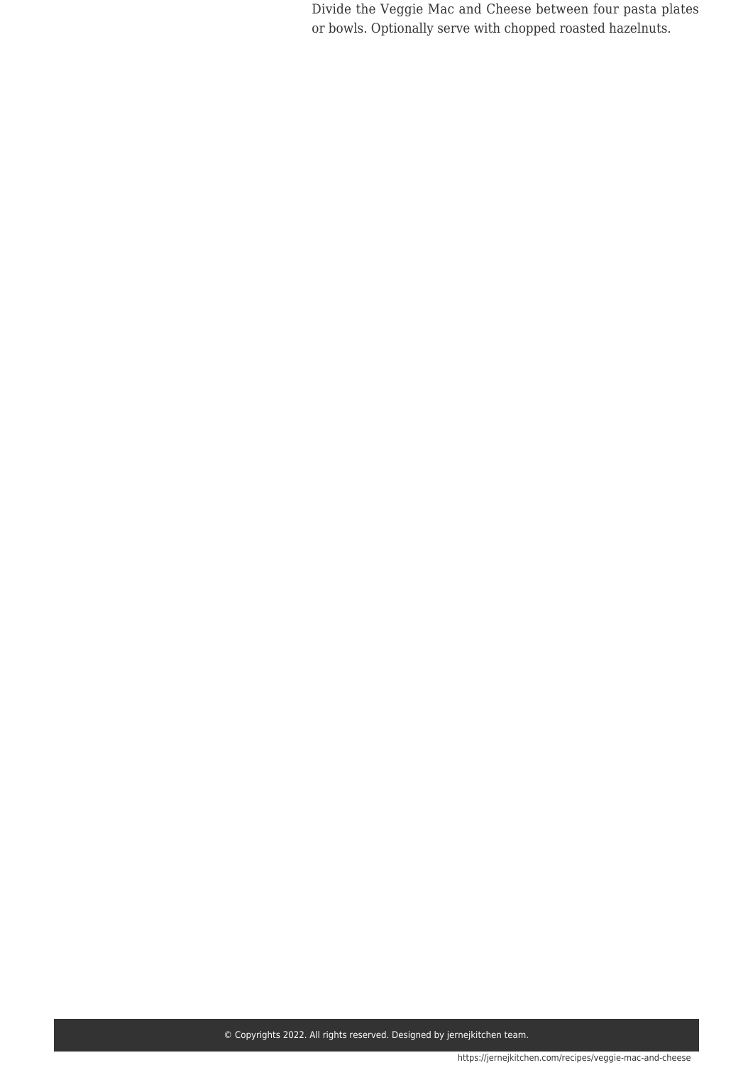Divide the Veggie Mac and Cheese between four pasta plates or bowls. Optionally serve with chopped roasted hazelnuts.